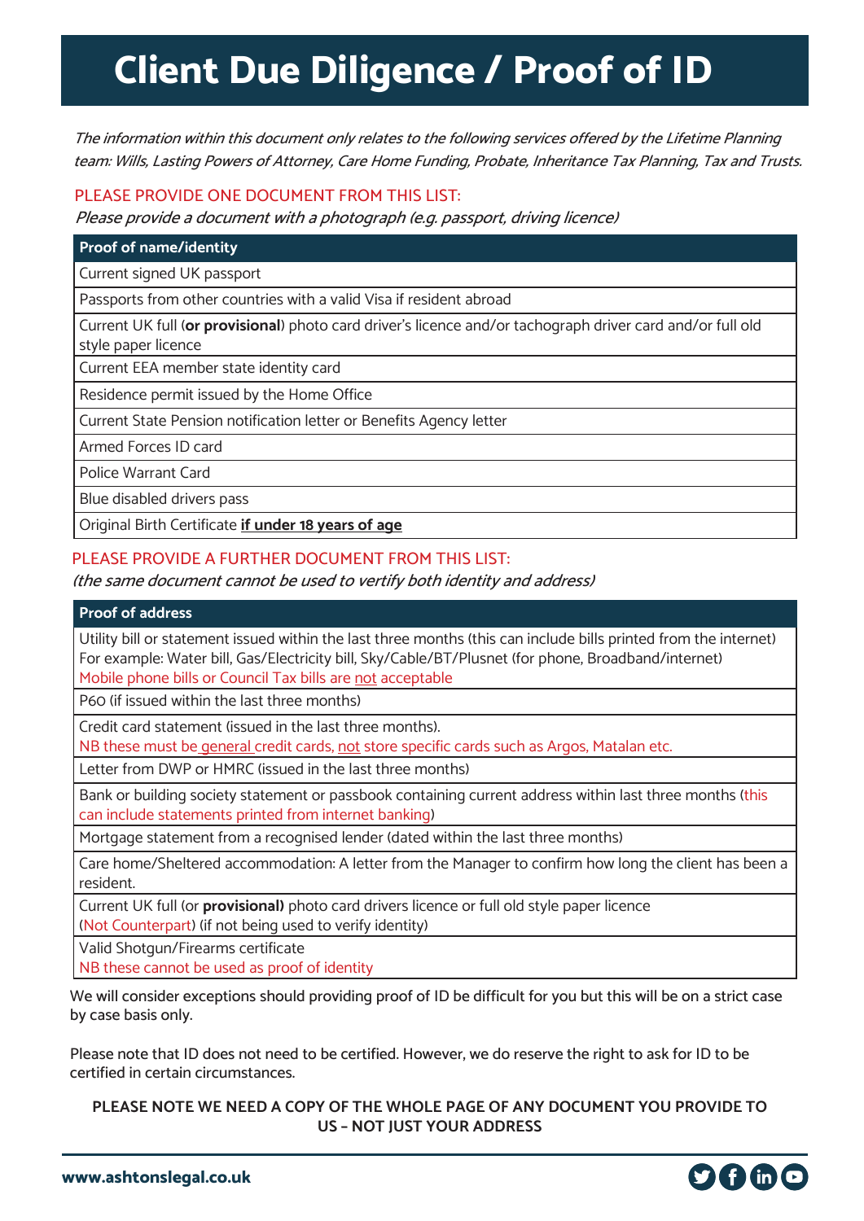# Client Due Diligence / Proof of ID

*The information within this document only relates to the following services offered by the Lifetime Planning team: Wills, Lasting Powers of Attorney, Care Home Funding, Probate, Inheritance Tax Planning, Tax and Trusts.*

PLEASE PROVIDE ONE DOCUMENT FROM THIS LIST:

*Please provide a document with a photograph (e.g. passport, driving licence)*

| Proof of name/identity |
|---|
| Current signed UK passport |
| Passports from other countries with a valid Visa if resident abroad |
| Current UK full (**or provisional**) photo card driver's licence and/or tachograph driver card and/or full old style paper licence |
| Current EEA member state identity card |
| Residence permit issued by the Home Office |
| Current State Pension notification letter or Benefits Agency letter |
| Armed Forces ID card |
| Police Warrant Card |
| Blue disabled drivers pass |
| Original Birth Certificate **if under 18 years of age** |

PLEASE PROVIDE A FURTHER DOCUMENT FROM THIS LIST:

*(the same document cannot be used to vertify both identity and address)*

| Proof of address |
|---|
| Utility bill or statement issued within the last three months (this can include bills printed from the internet) For example: Water bill, Gas/Electricity bill, Sky/Cable/BT/Plusnet (for phone, Broadband/internet) Mobile phone bills or Council Tax bills are not acceptable |
| P60 (if issued within the last three months) |
| Credit card statement (issued in the last three months). NB these must be general credit cards, not store specific cards such as Argos, Matalan etc. |
| Letter from DWP or HMRC (issued in the last three months) |
| Bank or building society statement or passbook containing current address within last three months (this can include statements printed from internet banking) |
| Mortgage statement from a recognised lender (dated within the last three months) |
| Care home/Sheltered accommodation: A letter from the Manager to confirm how long the client has been a resident. |
| Current UK full (or **provisional)** photo card drivers licence or full old style paper licence (Not Counterpart) (if not being used to verify identity) |
| Valid Shotgun/Firearms certificate NB these cannot be used as proof of identity |

We will consider exceptions should providing proof of ID be difficult for you but this will be on a strict case by case basis only.

Please note that ID does not need to be certified. However, we do reserve the right to ask for ID to be certified in certain circumstances.

**PLEASE NOTE WE NEED A COPY OF THE WHOLE PAGE OF ANY DOCUMENT YOU PROVIDE TO US – NOT JUST YOUR ADDRESS**

www.ashtonslegal.co.uk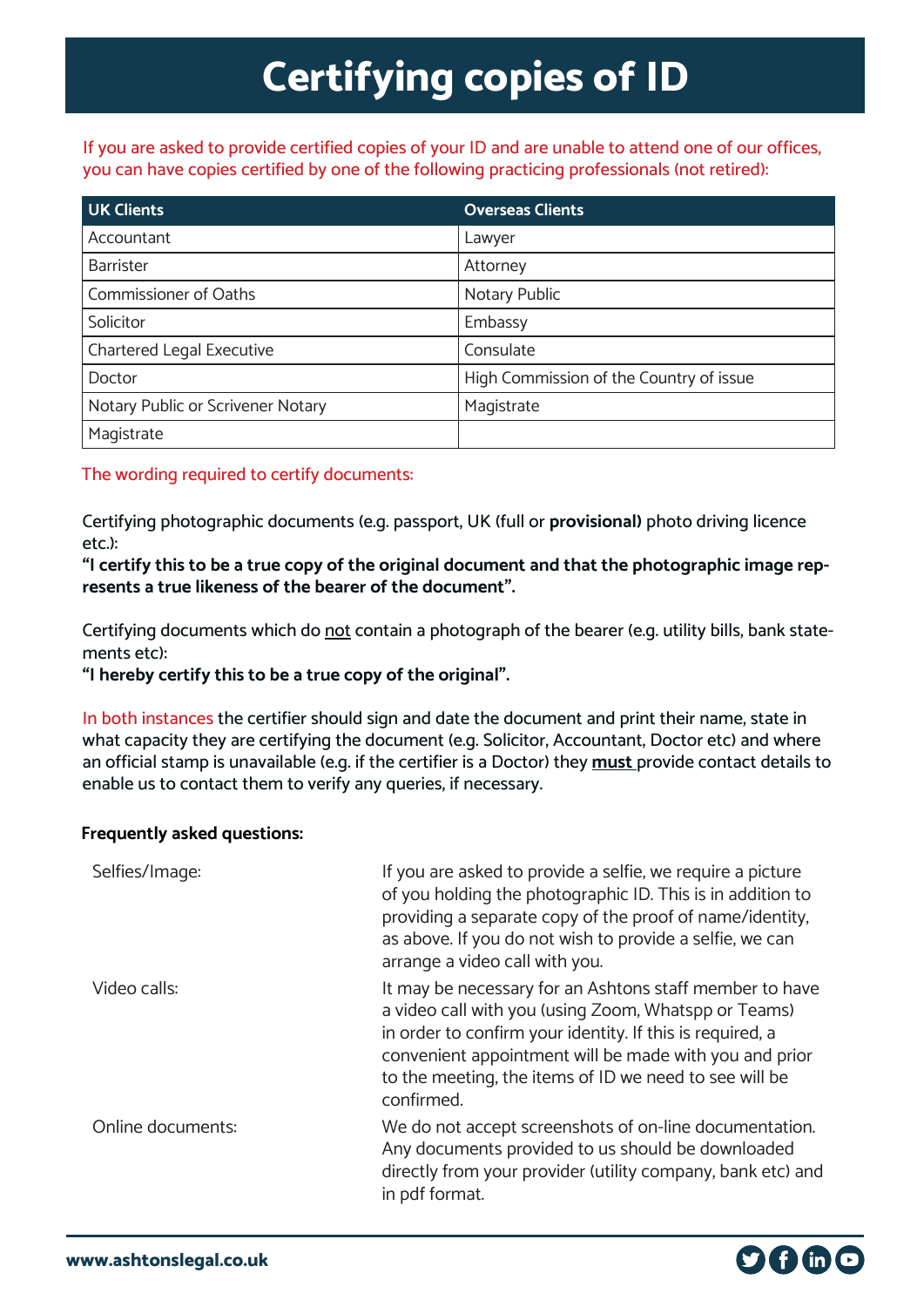# Certifying copies of ID

If you are asked to provide certified copies of your ID and are unable to attend one of our offices, you can have copies certified by one of the following practicing professionals (not retired):

| UK Clients | Overseas Clients |
|---|---|
| Accountant | Lawyer |
| Barrister | Attorney |
| Commissioner of Oaths | Notary Public |
| Solicitor | Embassy |
| Chartered Legal Executive | Consulate |
| Doctor | High Commission of the Country of issue |
| Notary Public or Scrivener Notary | Magistrate |
| Magistrate | |

The wording required to certify documents:

Certifying photographic documents (e.g. passport, UK (full or **provisional)** photo driving licence etc.):

**"I certify this to be a true copy of the original document and that the photographic image represents a true likeness of the bearer of the document".**

Certifying documents which do not contain a photograph of the bearer (e.g. utility bills, bank statements etc):

**"I hereby certify this to be a true copy of the original".**

In both instances the certifier should sign and date the document and print their name, state in what capacity they are certifying the document (e.g. Solicitor, Accountant, Doctor etc) and where an official stamp is unavailable (e.g. if the certifier is a Doctor) they **must** provide contact details to enable us to contact them to verify any queries, if necessary.

**Frequently asked questions:**

Selfies/Image: If you are asked to provide a selfie, we require a picture of you holding the photographic ID. This is in addition to providing a separate copy of the proof of name/identity, as above. If you do not wish to provide a selfie, we can arrange a video call with you.

Video calls: It may be necessary for an Ashtons staff member to have a video call with you (using Zoom, Whatspp or Teams) in order to confirm your identity. If this is required, a convenient appointment will be made with you and prior to the meeting, the items of ID we need to see will be confirmed.

Online documents: We do not accept screenshots of on-line documentation. Any documents provided to us should be downloaded directly from your provider (utility company, bank etc) and in pdf format.

www.ashtonslegal.co.uk